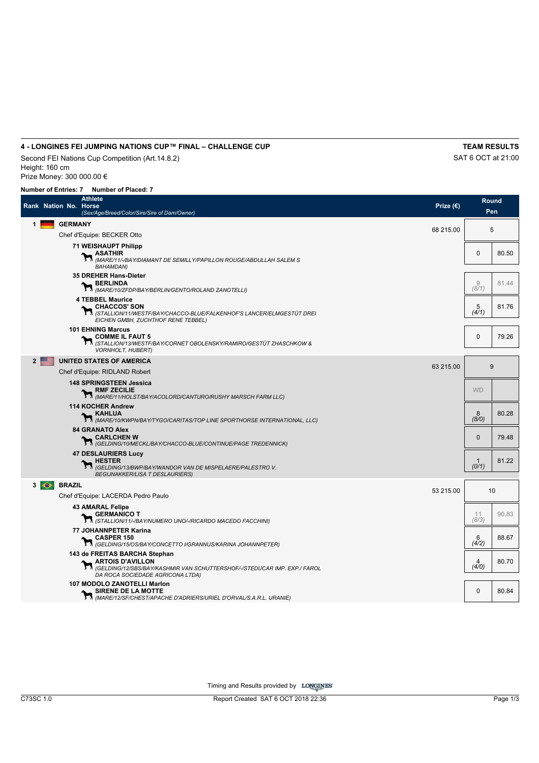## 4 - LONGINES FEI JUMPING NATIONS CUP™ FINAL – CHALLENGE CUP

**TEAM RESULTS**

Second FEI Nations Cup Competition (Art.14.8.2)
Height: 160 cm
Prize Money: 300 000.00 €

SAT 6 OCT at 21:00

**Number of Entries: 7    Number of Placed: 7**

| Rank | Nation | No. | Athlete / Horse *(Sex/Age/Breed/Color/Sire/Sire of Dam/Owner)* | Prize (€) | Round Pen | |
|---|---|---|---|---|---|---|
| 1 | | | **GERMANY** Chef d'Equipe: BECKER Otto | 68 215.00 | 5 | |
| | | 71 | **WEISHAUPT Philipp** **ASATHIR** *(MARE/11/-/BAY/DIAMANT DE SEMILLY/PAPILLON ROUGE/ABDULLAH SALEM S BAHAMDAN)* | | 0 | 80.50 |
| | | 35 | **DREHER Hans-Dieter** **BERLINDA** *(MARE/10/ZFDP/BAY/BERLIN/GENTO/ROLAND ZANOTELLI)* | | 9 (8/1) | 81.44 |
| | | 4 | **TEBBEL Maurice** **CHACCOS' SON** *(STALLION/11/WESTF/BAY/CHACCO-BLUE/FALKENHOF'S LANCER/ELMGESTÜT DREI EICHEN GMBH, ZUCHTHOF RENE TEBBEL)* | | 5 (4/1) | 81.76 |
| | | 101 | **EHNING Marcus** **COMME IL FAUT 5** *(STALLION/13/WESTF/BAY/CORNET OBOLENSKY/RAMIRO/GESTÜT ZHASCHKOW & VORNHOLT, HUBERT)* | | 0 | 79.26 |
| 2 | | | **UNITED STATES OF AMERICA** Chef d'Equipe: RIDLAND Robert | 63 215.00 | 9 | |
| | | 148 | **SPRINGSTEEN Jessica** **RMF ZECILIE** *(MARE/11/HOLST/BAY/ACOLORD/CANTURO/RUSHY MARSCH FARM LLC)* | | WD | |
| | | 114 | **KOCHER Andrew** **KAHLUA** *(MARE/10/KWPN/BAY/TYGO/CARITAS/TOP LINE SPORTHORSE INTERNATIONAL, LLC)* | | 8 (8/0) | 80.28 |
| | | 84 | **GRANATO Alex** **CARLCHEN W** *(GELDING/10/MECKL/BAY/CHACCO-BLUE/CONTINUE/PAGE TREDENNICK)* | | 0 | 79.48 |
| | | 47 | **DESLAURIERS Lucy** **HESTER** *(GELDING/13/BWP/BAY/WANDOR VAN DE MISPELAERE/PALESTRO V. BEGIJNAKKER/LISA T DESLAURIERS)* | | 1 (0/1) | 81.22 |
| 3 | | | **BRAZIL** Chef d'Equipe: LACERDA Pedro Paulo | 53 215.00 | 10 | |
| | | 43 | **AMARAL Felipe** **GERMANICO T** *(STALLION/11/-/BAY/NUMERO UNO/-/RICARDO MACEDO FACCHINI)* | | 11 (8/3) | 90.83 |
| | | 77 | **JOHANNPETER Karina** **CASPER 150** *(GELDING/15/OS/BAY/CONCETTO I/GRANNUS/KARINA JOHANNPETER)* | | 6 (4/2) | 88.67 |
| | | 143 | **de FREITAS BARCHA Stephan** **ARTOIS D'AVILLON** *(GELDING/12/SBS/BAY/KASHMIR VAN SCHUTTERSHOF/-/STEDUCAR IMP. EXP./ FAROL DA ROCA SOCIEDADE AGRICONA LTDA)* | | 4 (4/0) | 80.70 |
| | | 107 | **MODOLO ZANOTELLI Marlon** **SIRENE DE LA MOTTE** *(MARE/12/SF/CHEST/APACHE D'ADRIERS/URIEL D'ORVAL/S.A.R.L. URANIE)* | | 0 | 80.84 |

Timing and Results provided by LONGINES

C73SC 1.0    Report Created SAT 6 OCT 2018 22:36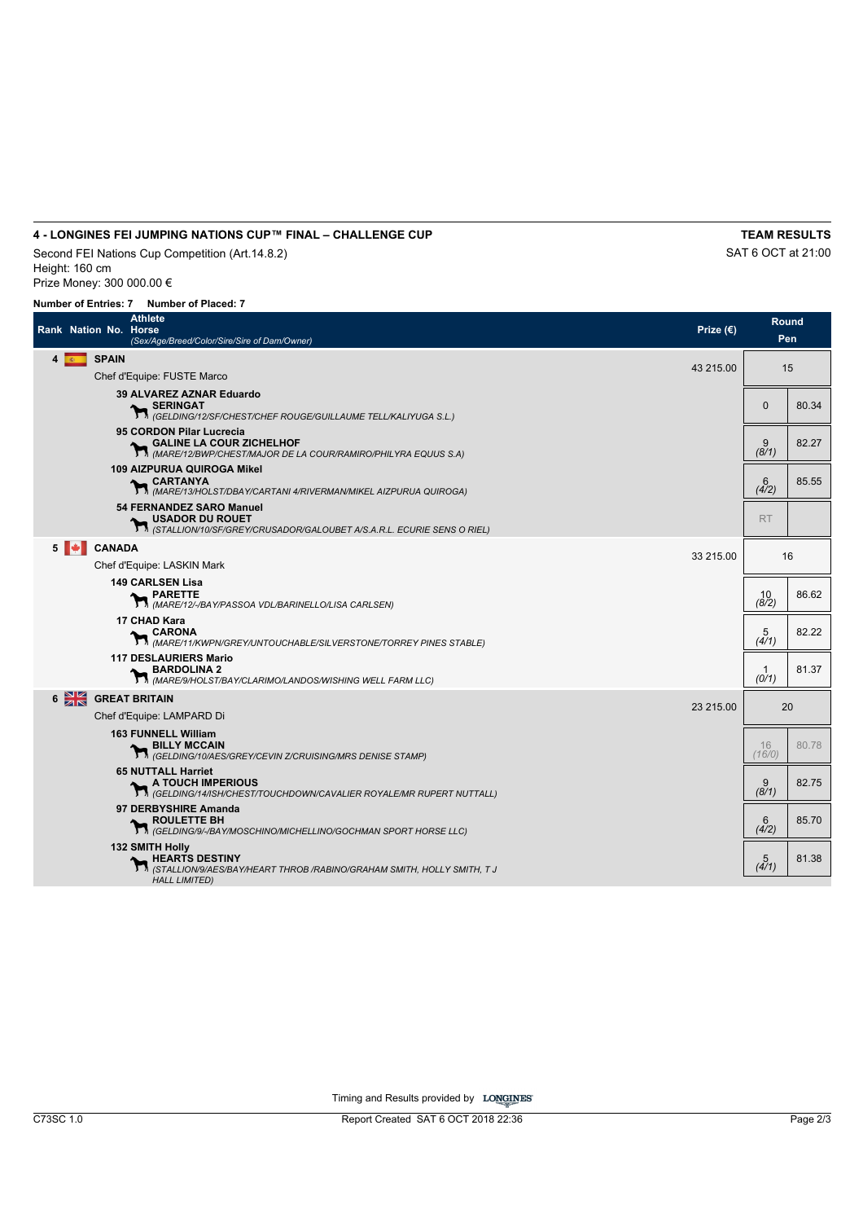## 4 - LONGINES FEI JUMPING NATIONS CUP™ FINAL – CHALLENGE CUP

**TEAM RESULTS**

Second FEI Nations Cup Competition (Art.14.8.2)
Height: 160 cm
Prize Money: 300 000.00 €

SAT 6 OCT at 21:00

**Number of Entries: 7 Number of Placed: 7**

| Rank | Nation | No. | Athlete / Horse *(Sex/Age/Breed/Color/Sire/Sire of Dam/Owner)* | Prize (€) | Round Pen | |
|---|---|---|---|---|---|---|
| 4 | | | **SPAIN** Chef d'Equipe: FUSTE Marco | 43 215.00 | 15 | |
| | | 39 | **ALVAREZ AZNAR Eduardo** **SERINGAT** *(GELDING/12/SF/CHEST/CHEF ROUGE/GUILLAUME TELL/KALIYUGA S.L.)* | | 0 | 80.34 |
| | | 95 | **CORDON Pilar Lucrecia** **GALINE LA COUR ZICHELHOF** *(MARE/12/BWP/CHEST/MAJOR DE LA COUR/RAMIRO/PHILYRA EQUUS S.A)* | | 9 *(8/1)* | 82.27 |
| | | 109 | **AIZPURUA QUIROGA Mikel** **CARTANYA** *(MARE/13/HOLST/DBAY/CARTANI 4/RIVERMAN/MIKEL AIZPURUA QUIROGA)* | | 6 *(4/2)* | 85.55 |
| | | 54 | **FERNANDEZ SARO Manuel** **USADOR DU ROUET** *(STALLION/10/SF/GREY/CRUSADOR/GALOUBET A/S.A.R.L. ECURIE SENS O RIEL)* | | RT | |
| 5 | | | **CANADA** Chef d'Equipe: LASKIN Mark | 33 215.00 | 16 | |
| | | 149 | **CARLSEN Lisa** **PARETTE** *(MARE/12/-/BAY/PASSOA VDL/BARINELLO/LISA CARLSEN)* | | 10 *(8/2)* | 86.62 |
| | | 17 | **CHAD Kara** **CARONA** *(MARE/11/KWPN/GREY/UNTOUCHABLE/SILVERSTONE/TORREY PINES STABLE)* | | 5 *(4/1)* | 82.22 |
| | | 117 | **DESLAURIERS Mario** **BARDOLINA 2** *(MARE/9/HOLST/BAY/CLARIMO/LANDOS/WISHING WELL FARM LLC)* | | 1 *(0/1)* | 81.37 |
| 6 | | | **GREAT BRITAIN** Chef d'Equipe: LAMPARD Di | 23 215.00 | 20 | |
| | | 163 | **FUNNELL William** **BILLY MCCAIN** *(GELDING/10/AES/GREY/CEVIN Z/CRUISING/MRS DENISE STAMP)* | | 16 *(16/0)* | 80.78 |
| | | 65 | **NUTTALL Harriet** **A TOUCH IMPERIOUS** *(GELDING/14/ISH/CHEST/TOUCHDOWN/CAVALIER ROYALE/MR RUPERT NUTTALL)* | | 9 *(8/1)* | 82.75 |
| | | 97 | **DERBYSHIRE Amanda** **ROULETTE BH** *(GELDING/9/-/BAY/MOSCHINO/MICHELLINO/GOCHMAN SPORT HORSE LLC)* | | 6 *(4/2)* | 85.70 |
| | | 132 | **SMITH Holly** **HEARTS DESTINY** *(STALLION/9/AES/BAY/HEART THROB /RABINO/GRAHAM SMITH, HOLLY SMITH, T J HALL LIMITED)* | | 5 *(4/1)* | 81.38 |

Timing and Results provided by LONGINES

C73SC 1.0 Report Created SAT 6 OCT 2018 22:36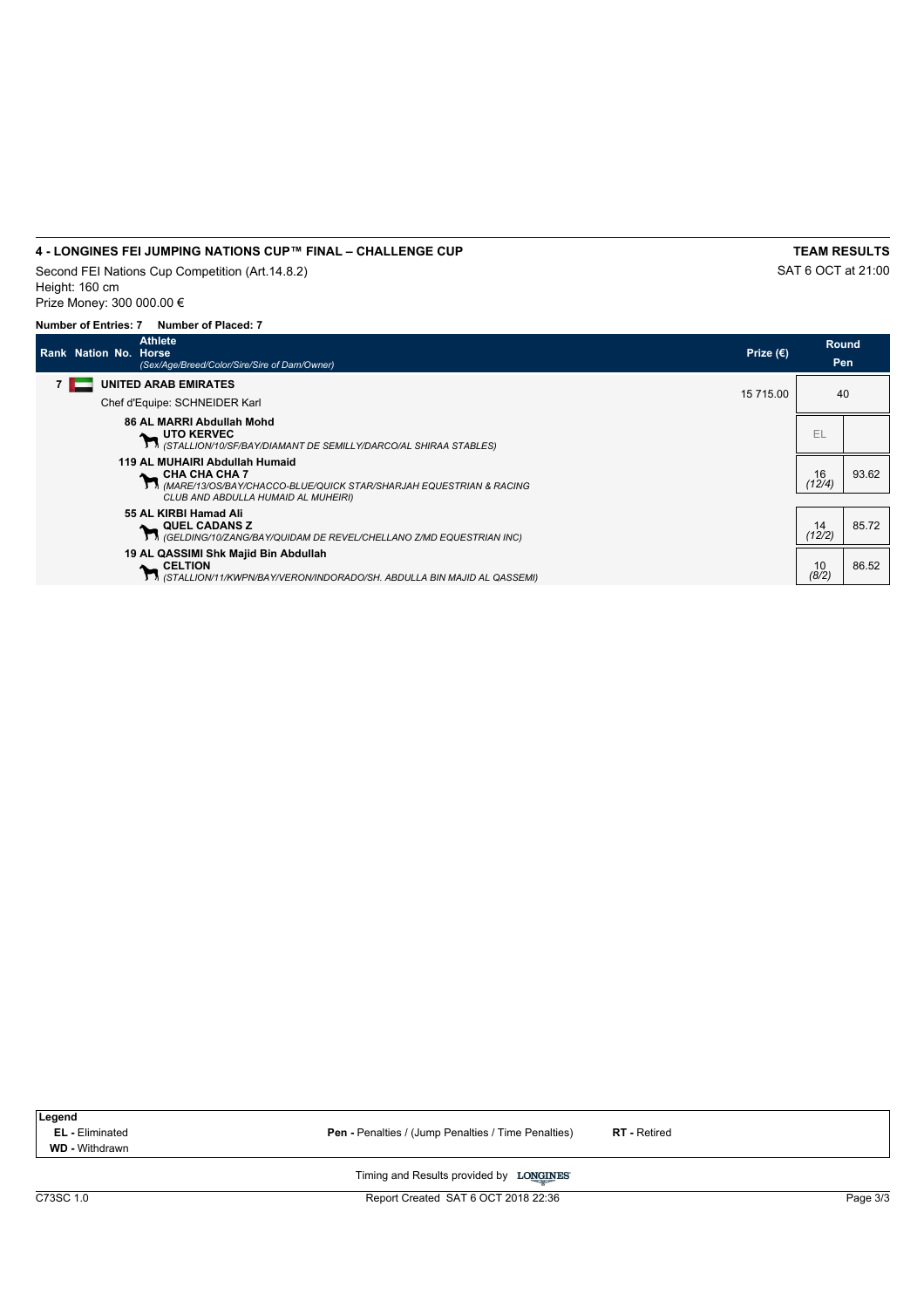## 4 - LONGINES FEI JUMPING NATIONS CUP™ FINAL – CHALLENGE CUP

**TEAM RESULTS**

SAT 6 OCT at 21:00

Second FEI Nations Cup Competition (Art.14.8.2)
Height: 160 cm
Prize Money: 300 000.00 €

**Number of Entries: 7 Number of Placed: 7**

| Rank | Nation | No. | Athlete / Horse *(Sex/Age/Breed/Color/Sire/Sire of Dam/Owner)* | Prize (€) | Round Pen | |
|---|---|---|---|---|---|---|
| 7 | | | **UNITED ARAB EMIRATES**<br>Chef d'Equipe: SCHNEIDER Karl | 15 715.00 | 40 | |
| | | 86 | **AL MARRI Abdullah Mohd**<br>**UTO KERVEC**<br>*(STALLION/10/SF/BAY/DIAMANT DE SEMILLY/DARCO/AL SHIRAA STABLES)* | | EL | |
| | | 119 | **AL MUHAIRI Abdullah Humaid**<br>**CHA CHA CHA 7**<br>*(MARE/13/OS/BAY/CHACCO-BLUE/QUICK STAR/SHARJAH EQUESTRIAN & RACING CLUB AND ABDULLA HUMAID AL MUHEIRI)* | | 16 *(12/4)* | 93.62 |
| | | 55 | **AL KIRBI Hamad Ali**<br>**QUEL CADANS Z**<br>*(GELDING/10/ZANG/BAY/QUIDAM DE REVEL/CHELLANO Z/MD EQUESTRIAN INC)* | | 14 *(12/2)* | 85.72 |
| | | 19 | **AL QASSIMI Shk Majid Bin Abdullah**<br>**CELTION**<br>*(STALLION/11/KWPN/BAY/VERON/INDORADO/SH. ABDULLA BIN MAJID AL QASSEMI)* | | 10 *(8/2)* | 86.52 |

**Legend**
**EL -** Eliminated
**WD -** Withdrawn
**Pen -** Penalties / (Jump Penalties / Time Penalties)
**RT -** Retired

Timing and Results provided by LONGINES

C73SC 1.0 Report Created SAT 6 OCT 2018 22:36